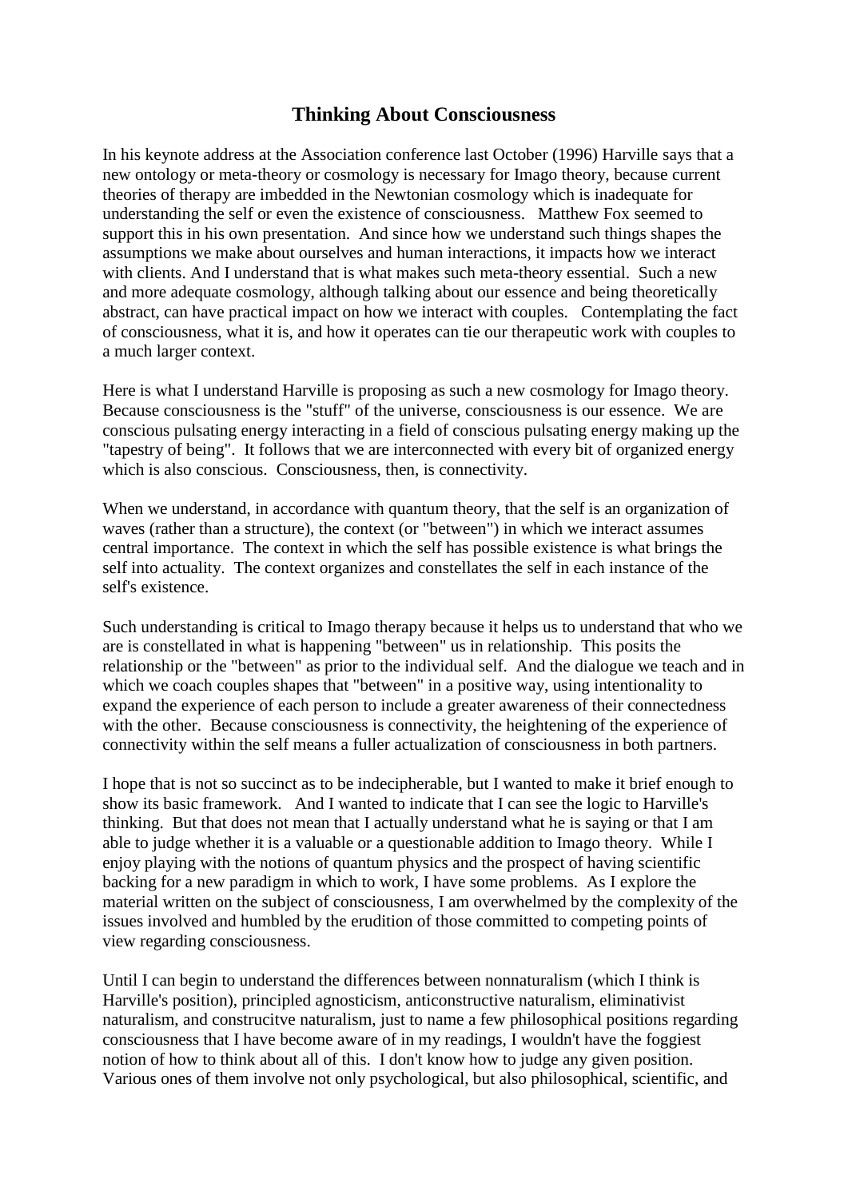# Thinking About Consciousness

In his keynote address at the Association conference last October (1996) Harville says that a new ontology or meta-theory or cosmology is necessary for Imago theory, because current theories of therapy are imbedded in the Newtonian cosmology which is inadequate for understanding the self or even the existence of consciousness. Matthew Fox seemed to support this in his own presentation. And since how we understand such things shapes the assumptions we make about ourselves and human interactions, it impacts how we interact with clients. And I understand that is what makes such meta-theory essential. Such a new and more adequate cosmology, although talking about our essence and being theoretically abstract, can have practical impact on how we interact with couples. Contemplating the fact of consciousness, what it is, and how it operates can tie our therapeutic work with couples to a much larger context.

Here is what I understand Harville is proposing as such a new cosmology for Imago theory. Because consciousness is the "stuff" of the universe, consciousness is our essence. We are conscious pulsating energy interacting in a field of conscious pulsating energy making up the "tapestry of being". It follows that we are interconnected with every bit of organized energy which is also conscious. Consciousness, then, is connectivity.

When we understand, in accordance with quantum theory, that the self is an organization of waves (rather than a structure), the context (or "between") in which we interact assumes central importance. The context in which the self has possible existence is what brings the self into actuality. The context organizes and constellates the self in each instance of the self's existence.

Such understanding is critical to Imago therapy because it helps us to understand that who we are is constellated in what is happening "between" us in relationship. This posits the relationship or the "between" as prior to the individual self. And the dialogue we teach and in which we coach couples shapes that "between" in a positive way, using intentionality to expand the experience of each person to include a greater awareness of their connectedness with the other. Because consciousness is connectivity, the heightening of the experience of connectivity within the self means a fuller actualization of consciousness in both partners.

I hope that is not so succinct as to be indecipherable, but I wanted to make it brief enough to show its basic framework. And I wanted to indicate that I can see the logic to Harville's thinking. But that does not mean that I actually understand what he is saying or that I am able to judge whether it is a valuable or a questionable addition to Imago theory. While I enjoy playing with the notions of quantum physics and the prospect of having scientific backing for a new paradigm in which to work, I have some problems. As I explore the material written on the subject of consciousness, I am overwhelmed by the complexity of the issues involved and humbled by the erudition of those committed to competing points of view regarding consciousness.

Until I can begin to understand the differences between nonnaturalism (which I think is Harville's position), principled agnosticism, anticonstructive naturalism, eliminativist naturalism, and construcitve naturalism, just to name a few philosophical positions regarding consciousness that I have become aware of in my readings, I wouldn't have the foggiest notion of how to think about all of this. I don't know how to judge any given position. Various ones of them involve not only psychological, but also philosophical, scientific, and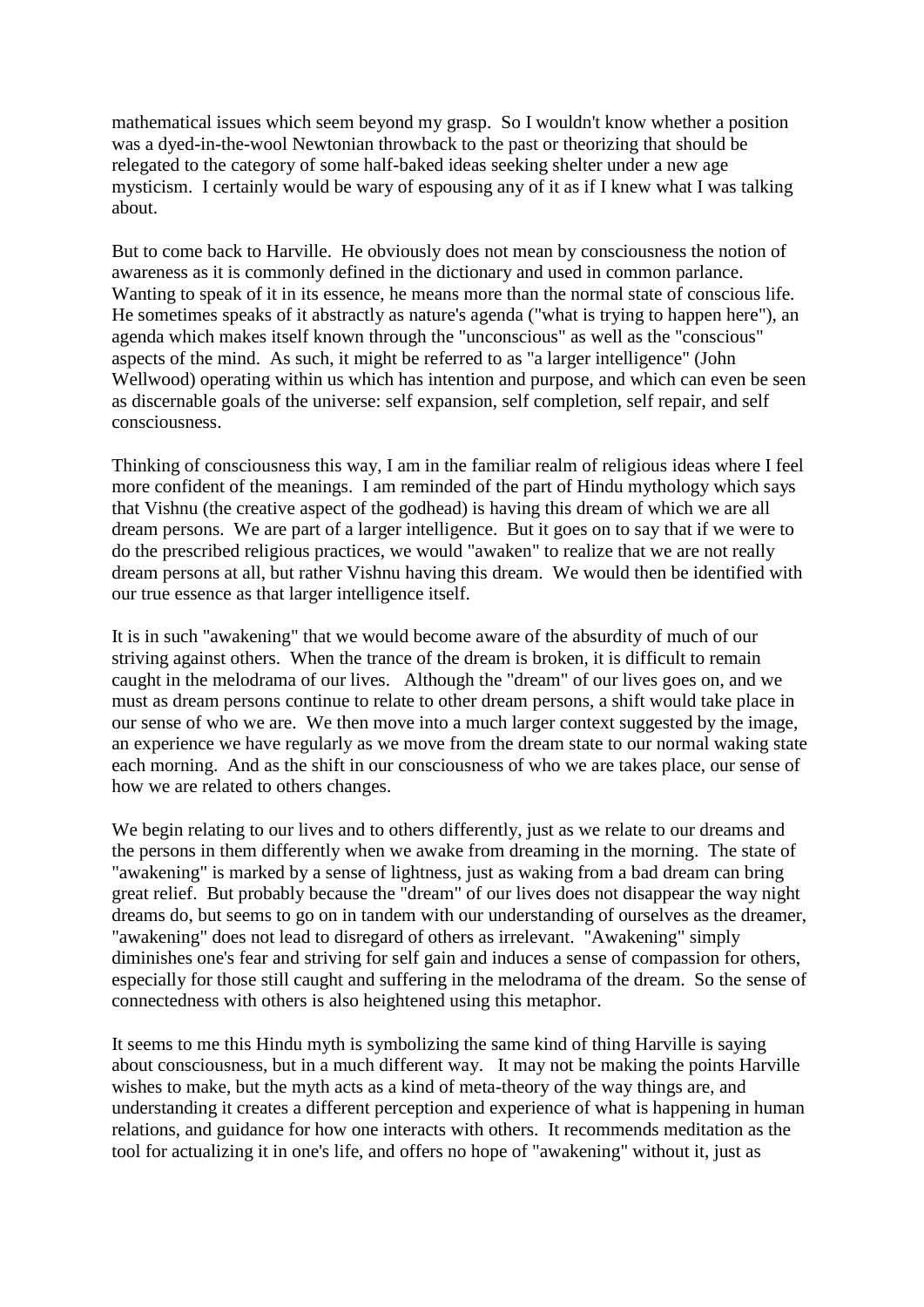mathematical issues which seem beyond my grasp. So I wouldn't know whether a position was a dyed-in-the-wool Newtonian throwback to the past or theorizing that should be relegated to the category of some half-baked ideas seeking shelter under a new age mysticism. I certainly would be wary of espousing any of it as if I knew what I was talking about.

But to come back to Harville. He obviously does not mean by consciousness the notion of awareness as it is commonly defined in the dictionary and used in common parlance. Wanting to speak of it in its essence, he means more than the normal state of conscious life. He sometimes speaks of it abstractly as nature's agenda ("what is trying to happen here"), an agenda which makes itself known through the "unconscious" as well as the "conscious" aspects of the mind. As such, it might be referred to as "a larger intelligence" (John Wellwood) operating within us which has intention and purpose, and which can even be seen as discernable goals of the universe: self expansion, self completion, self repair, and self consciousness.

Thinking of consciousness this way, I am in the familiar realm of religious ideas where I feel more confident of the meanings. I am reminded of the part of Hindu mythology which says that Vishnu (the creative aspect of the godhead) is having this dream of which we are all dream persons. We are part of a larger intelligence. But it goes on to say that if we were to do the prescribed religious practices, we would "awaken" to realize that we are not really dream persons at all, but rather Vishnu having this dream. We would then be identified with our true essence as that larger intelligence itself.

It is in such "awakening" that we would become aware of the absurdity of much of our striving against others. When the trance of the dream is broken, it is difficult to remain caught in the melodrama of our lives. Although the "dream" of our lives goes on, and we must as dream persons continue to relate to other dream persons, a shift would take place in our sense of who we are. We then move into a much larger context suggested by the image, an experience we have regularly as we move from the dream state to our normal waking state each morning. And as the shift in our consciousness of who we are takes place, our sense of how we are related to others changes.

We begin relating to our lives and to others differently, just as we relate to our dreams and the persons in them differently when we awake from dreaming in the morning. The state of "awakening" is marked by a sense of lightness, just as waking from a bad dream can bring great relief. But probably because the "dream" of our lives does not disappear the way night dreams do, but seems to go on in tandem with our understanding of ourselves as the dreamer, "awakening" does not lead to disregard of others as irrelevant. "Awakening" simply diminishes one's fear and striving for self gain and induces a sense of compassion for others, especially for those still caught and suffering in the melodrama of the dream. So the sense of connectedness with others is also heightened using this metaphor.

It seems to me this Hindu myth is symbolizing the same kind of thing Harville is saying about consciousness, but in a much different way. It may not be making the points Harville wishes to make, but the myth acts as a kind of meta-theory of the way things are, and understanding it creates a different perception and experience of what is happening in human relations, and guidance for how one interacts with others. It recommends meditation as the tool for actualizing it in one's life, and offers no hope of "awakening" without it, just as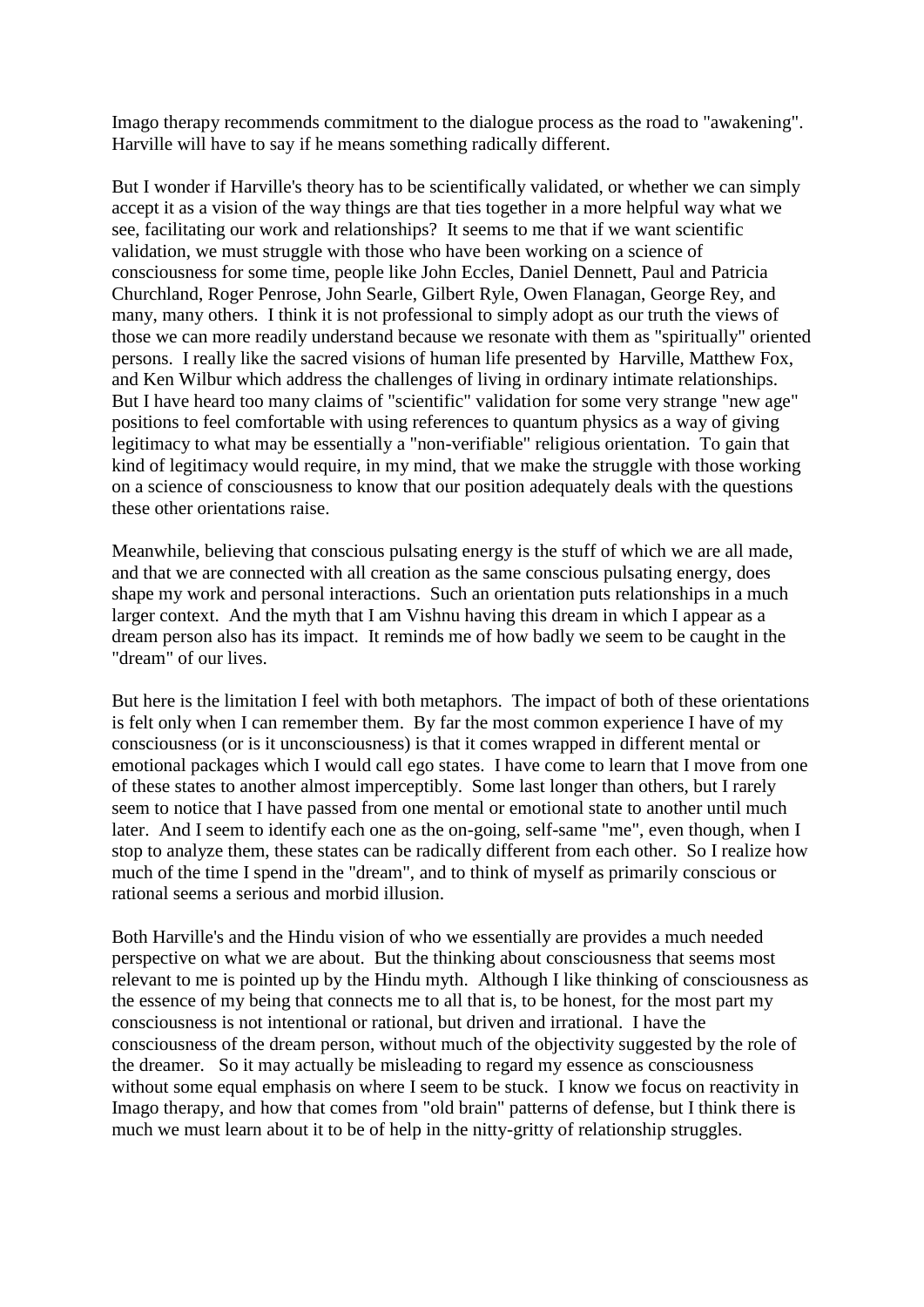Imago therapy recommends commitment to the dialogue process as the road to "awakening". Harville will have to say if he means something radically different.

But I wonder if Harville's theory has to be scientifically validated, or whether we can simply accept it as a vision of the way things are that ties together in a more helpful way what we see, facilitating our work and relationships? It seems to me that if we want scientific validation, we must struggle with those who have been working on a science of consciousness for some time, people like John Eccles, Daniel Dennett, Paul and Patricia Churchland, Roger Penrose, John Searle, Gilbert Ryle, Owen Flanagan, George Rey, and many, many others. I think it is not professional to simply adopt as our truth the views of those we can more readily understand because we resonate with them as "spiritually" oriented persons. I really like the sacred visions of human life presented by Harville, Matthew Fox, and Ken Wilbur which address the challenges of living in ordinary intimate relationships. But I have heard too many claims of "scientific" validation for some very strange "new age" positions to feel comfortable with using references to quantum physics as a way of giving legitimacy to what may be essentially a "non-verifiable" religious orientation. To gain that kind of legitimacy would require, in my mind, that we make the struggle with those working on a science of consciousness to know that our position adequately deals with the questions these other orientations raise.

Meanwhile, believing that conscious pulsating energy is the stuff of which we are all made, and that we are connected with all creation as the same conscious pulsating energy, does shape my work and personal interactions. Such an orientation puts relationships in a much larger context. And the myth that I am Vishnu having this dream in which I appear as a dream person also has its impact. It reminds me of how badly we seem to be caught in the "dream" of our lives.

But here is the limitation I feel with both metaphors. The impact of both of these orientations is felt only when I can remember them. By far the most common experience I have of my consciousness (or is it unconsciousness) is that it comes wrapped in different mental or emotional packages which I would call ego states. I have come to learn that I move from one of these states to another almost imperceptibly. Some last longer than others, but I rarely seem to notice that I have passed from one mental or emotional state to another until much later. And I seem to identify each one as the on-going, self-same "me", even though, when I stop to analyze them, these states can be radically different from each other. So I realize how much of the time I spend in the "dream", and to think of myself as primarily conscious or rational seems a serious and morbid illusion.

Both Harville's and the Hindu vision of who we essentially are provides a much needed perspective on what we are about. But the thinking about consciousness that seems most relevant to me is pointed up by the Hindu myth. Although I like thinking of consciousness as the essence of my being that connects me to all that is, to be honest, for the most part my consciousness is not intentional or rational, but driven and irrational. I have the consciousness of the dream person, without much of the objectivity suggested by the role of the dreamer. So it may actually be misleading to regard my essence as consciousness without some equal emphasis on where I seem to be stuck. I know we focus on reactivity in Imago therapy, and how that comes from "old brain" patterns of defense, but I think there is much we must learn about it to be of help in the nitty-gritty of relationship struggles.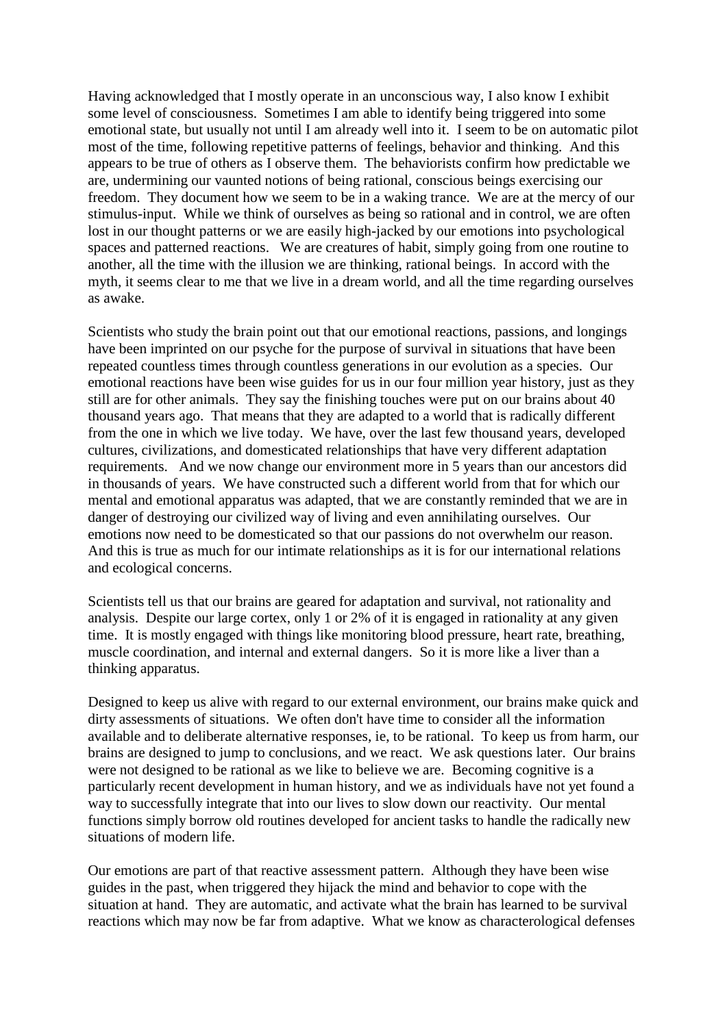Having acknowledged that I mostly operate in an unconscious way, I also know I exhibit some level of consciousness. Sometimes I am able to identify being triggered into some emotional state, but usually not until I am already well into it. I seem to be on automatic pilot most of the time, following repetitive patterns of feelings, behavior and thinking. And this appears to be true of others as I observe them. The behaviorists confirm how predictable we are, undermining our vaunted notions of being rational, conscious beings exercising our freedom. They document how we seem to be in a waking trance. We are at the mercy of our stimulus-input. While we think of ourselves as being so rational and in control, we are often lost in our thought patterns or we are easily high-jacked by our emotions into psychological spaces and patterned reactions. We are creatures of habit, simply going from one routine to another, all the time with the illusion we are thinking, rational beings. In accord with the myth, it seems clear to me that we live in a dream world, and all the time regarding ourselves as awake.

Scientists who study the brain point out that our emotional reactions, passions, and longings have been imprinted on our psyche for the purpose of survival in situations that have been repeated countless times through countless generations in our evolution as a species. Our emotional reactions have been wise guides for us in our four million year history, just as they still are for other animals. They say the finishing touches were put on our brains about 40 thousand years ago. That means that they are adapted to a world that is radically different from the one in which we live today. We have, over the last few thousand years, developed cultures, civilizations, and domesticated relationships that have very different adaptation requirements. And we now change our environment more in 5 years than our ancestors did in thousands of years. We have constructed such a different world from that for which our mental and emotional apparatus was adapted, that we are constantly reminded that we are in danger of destroying our civilized way of living and even annihilating ourselves. Our emotions now need to be domesticated so that our passions do not overwhelm our reason. And this is true as much for our intimate relationships as it is for our international relations and ecological concerns.

Scientists tell us that our brains are geared for adaptation and survival, not rationality and analysis. Despite our large cortex, only 1 or 2% of it is engaged in rationality at any given time. It is mostly engaged with things like monitoring blood pressure, heart rate, breathing, muscle coordination, and internal and external dangers. So it is more like a liver than a thinking apparatus.

Designed to keep us alive with regard to our external environment, our brains make quick and dirty assessments of situations. We often don't have time to consider all the information available and to deliberate alternative responses, ie, to be rational. To keep us from harm, our brains are designed to jump to conclusions, and we react. We ask questions later. Our brains were not designed to be rational as we like to believe we are. Becoming cognitive is a particularly recent development in human history, and we as individuals have not yet found a way to successfully integrate that into our lives to slow down our reactivity. Our mental functions simply borrow old routines developed for ancient tasks to handle the radically new situations of modern life.

Our emotions are part of that reactive assessment pattern. Although they have been wise guides in the past, when triggered they hijack the mind and behavior to cope with the situation at hand. They are automatic, and activate what the brain has learned to be survival reactions which may now be far from adaptive. What we know as characterological defenses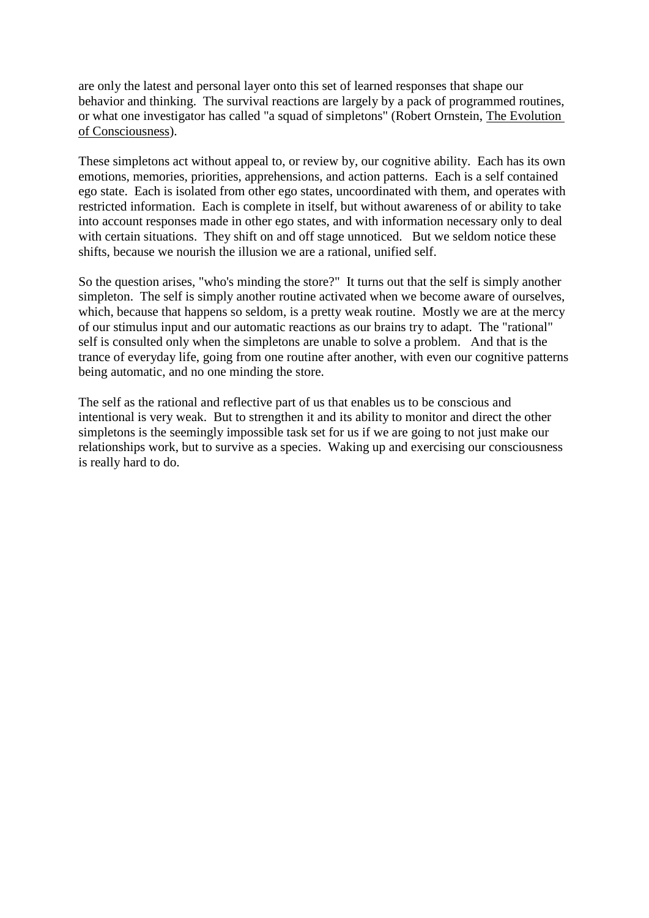are only the latest and personal layer onto this set of learned responses that shape our behavior and thinking. The survival reactions are largely by a pack of programmed routines, or what one investigator has called "a squad of simpletons" (Robert Ornstein, The Evolution of Consciousness).

These simpletons act without appeal to, or review by, our cognitive ability. Each has its own emotions, memories, priorities, apprehensions, and action patterns. Each is a self contained ego state. Each is isolated from other ego states, uncoordinated with them, and operates with restricted information. Each is complete in itself, but without awareness of or ability to take into account responses made in other ego states, and with information necessary only to deal with certain situations. They shift on and off stage unnoticed. But we seldom notice these shifts, because we nourish the illusion we are a rational, unified self.

So the question arises, "who's minding the store?" It turns out that the self is simply another simpleton. The self is simply another routine activated when we become aware of ourselves, which, because that happens so seldom, is a pretty weak routine. Mostly we are at the mercy of our stimulus input and our automatic reactions as our brains try to adapt. The "rational" self is consulted only when the simpletons are unable to solve a problem. And that is the trance of everyday life, going from one routine after another, with even our cognitive patterns being automatic, and no one minding the store.

The self as the rational and reflective part of us that enables us to be conscious and intentional is very weak. But to strengthen it and its ability to monitor and direct the other simpletons is the seemingly impossible task set for us if we are going to not just make our relationships work, but to survive as a species. Waking up and exercising our consciousness is really hard to do.